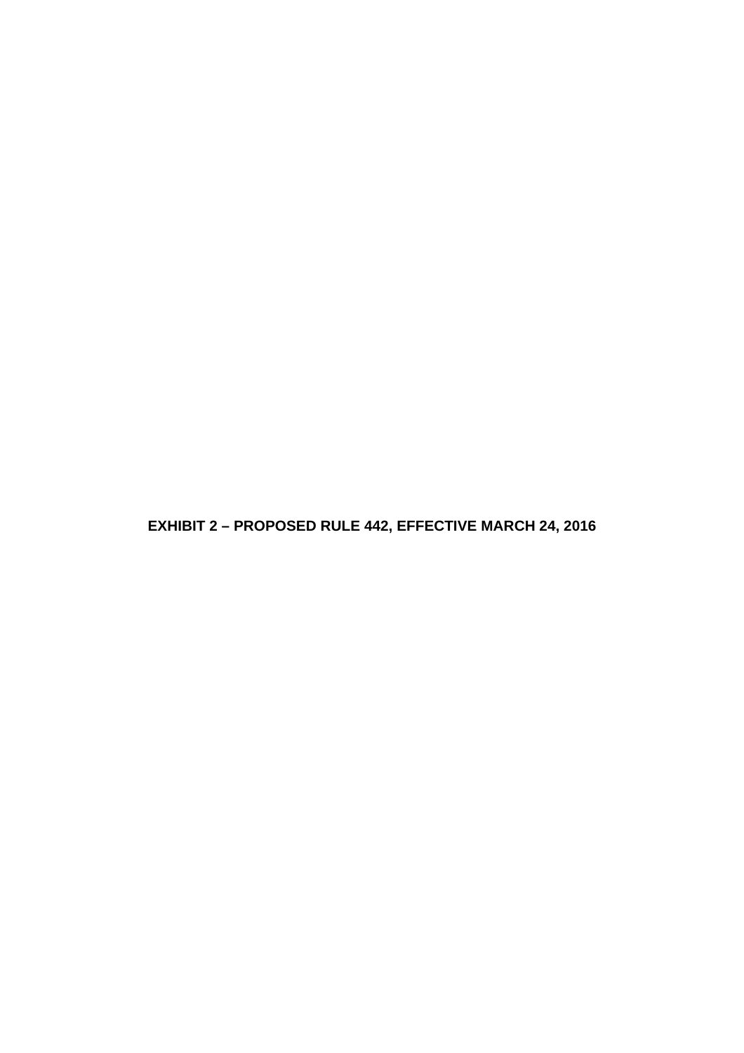**EXHIBIT 2 – PROPOSED RULE 442, EFFECTIVE MARCH 24, 2016**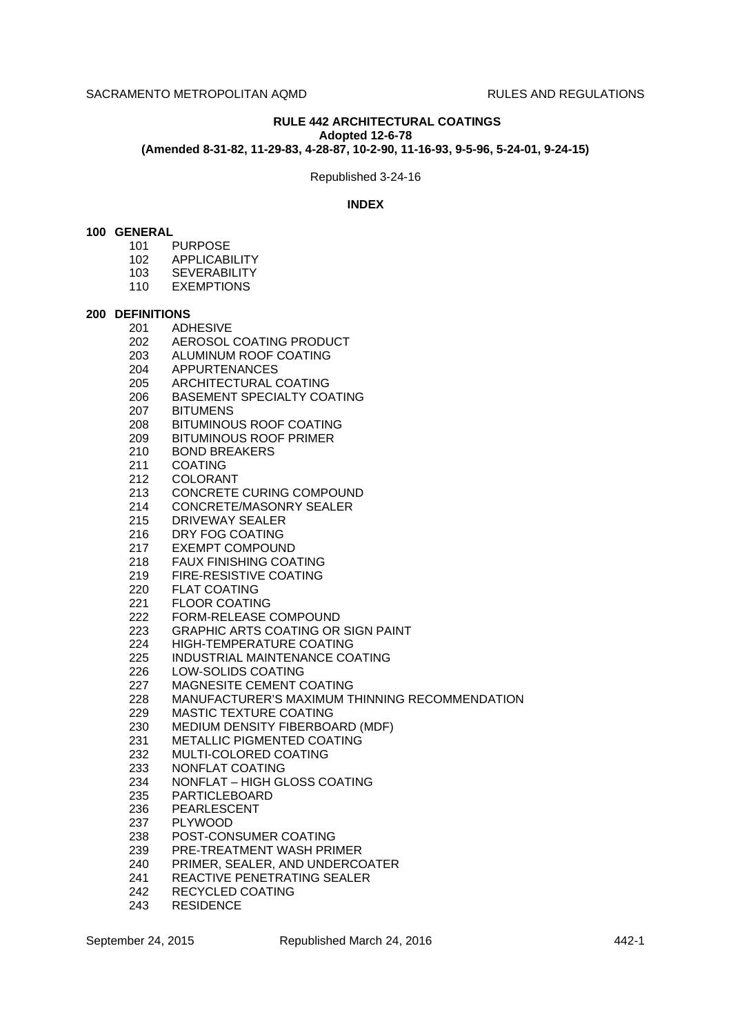**RULE 442 ARCHITECTURAL COATINGS**
**Adopted 12-6-78**
**(Amended 8-31-82, 11-29-83, 4-28-87, 10-2-90, 11-16-93, 9-5-96, 5-24-01, 9-24-15)**

Republished 3-24-16

**INDEX**

**100 GENERAL**

- 101 PURPOSE
- 102 APPLICABILITY
- 103 SEVERABILITY
- 110 EXEMPTIONS

**200 DEFINITIONS**

- 201 ADHESIVE
- 202 AEROSOL COATING PRODUCT
- 203 ALUMINUM ROOF COATING
- 204 APPURTENANCES
- 205 ARCHITECTURAL COATING
- 206 BASEMENT SPECIALTY COATING
- 207 BITUMENS
- 208 BITUMINOUS ROOF COATING
- 209 BITUMINOUS ROOF PRIMER
- 210 BOND BREAKERS
- 211 COATING
- 212 COLORANT
- 213 CONCRETE CURING COMPOUND
- 214 CONCRETE/MASONRY SEALER
- 215 DRIVEWAY SEALER
- 216 DRY FOG COATING
- 217 EXEMPT COMPOUND
- 218 FAUX FINISHING COATING
- 219 FIRE-RESISTIVE COATING
- 220 FLAT COATING
- 221 FLOOR COATING
- 222 FORM-RELEASE COMPOUND
- 223 GRAPHIC ARTS COATING OR SIGN PAINT
- 224 HIGH-TEMPERATURE COATING
- 225 INDUSTRIAL MAINTENANCE COATING
- 226 LOW-SOLIDS COATING
- 227 MAGNESITE CEMENT COATING
- 228 MANUFACTURER'S MAXIMUM THINNING RECOMMENDATION
- 229 MASTIC TEXTURE COATING
- 230 MEDIUM DENSITY FIBERBOARD (MDF)
- 231 METALLIC PIGMENTED COATING
- 232 MULTI-COLORED COATING
- 233 NONFLAT COATING
- 234 NONFLAT – HIGH GLOSS COATING
- 235 PARTICLEBOARD
- 236 PEARLESCENT
- 237 PLYWOOD
- 238 POST-CONSUMER COATING
- 239 PRE-TREATMENT WASH PRIMER
- 240 PRIMER, SEALER, AND UNDERCOATER
- 241 REACTIVE PENETRATING SEALER
- 242 RECYCLED COATING
- 243 RESIDENCE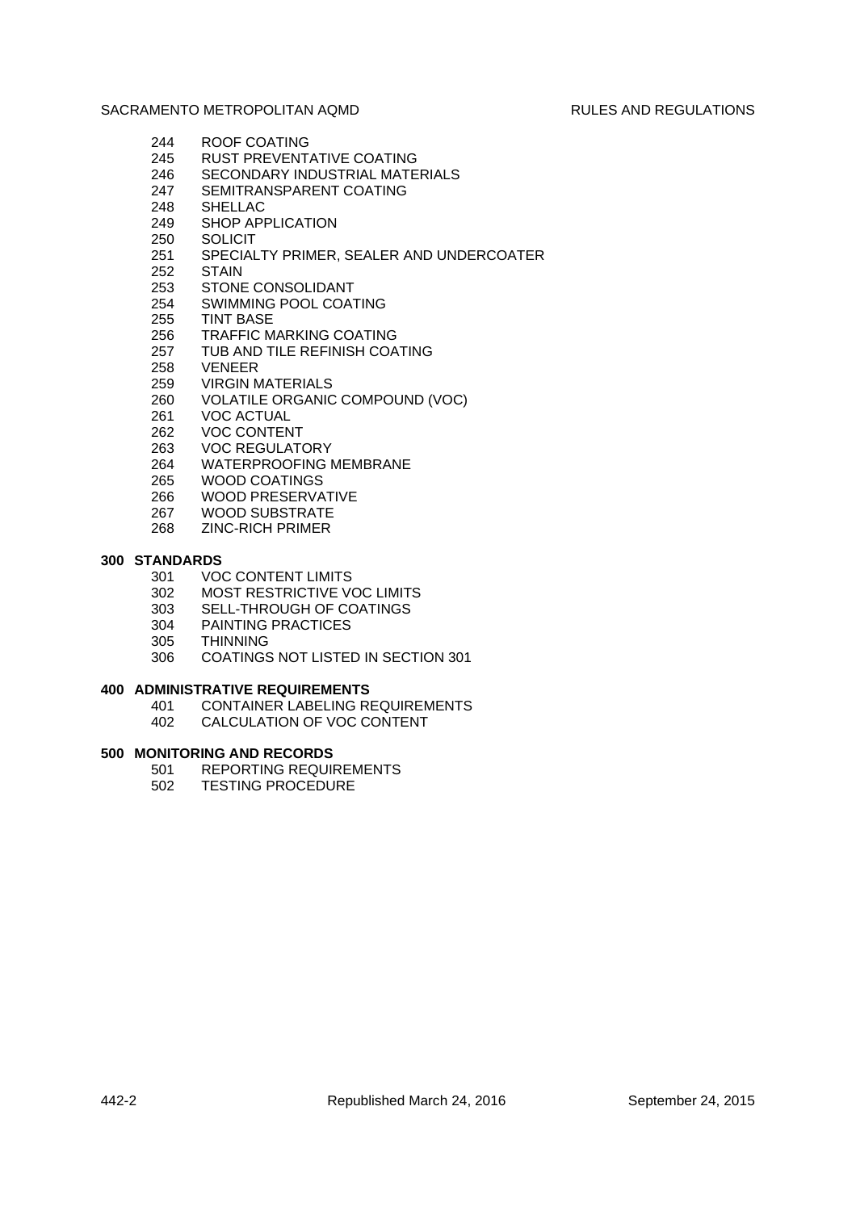244 ROOF COATING
245 RUST PREVENTATIVE COATING
246 SECONDARY INDUSTRIAL MATERIALS
247 SEMITRANSPARENT COATING
248 SHELLAC
249 SHOP APPLICATION
250 SOLICIT
251 SPECIALTY PRIMER, SEALER AND UNDERCOATER
252 STAIN
253 STONE CONSOLIDANT
254 SWIMMING POOL COATING
255 TINT BASE
256 TRAFFIC MARKING COATING
257 TUB AND TILE REFINISH COATING
258 VENEER
259 VIRGIN MATERIALS
260 VOLATILE ORGANIC COMPOUND (VOC)
261 VOC ACTUAL
262 VOC CONTENT
263 VOC REGULATORY
264 WATERPROOFING MEMBRANE
265 WOOD COATINGS
266 WOOD PRESERVATIVE
267 WOOD SUBSTRATE
268 ZINC-RICH PRIMER

**300 STANDARDS**

301 VOC CONTENT LIMITS
302 MOST RESTRICTIVE VOC LIMITS
303 SELL-THROUGH OF COATINGS
304 PAINTING PRACTICES
305 THINNING
306 COATINGS NOT LISTED IN SECTION 301

**400 ADMINISTRATIVE REQUIREMENTS**

401 CONTAINER LABELING REQUIREMENTS
402 CALCULATION OF VOC CONTENT

**500 MONITORING AND RECORDS**

501 REPORTING REQUIREMENTS
502 TESTING PROCEDURE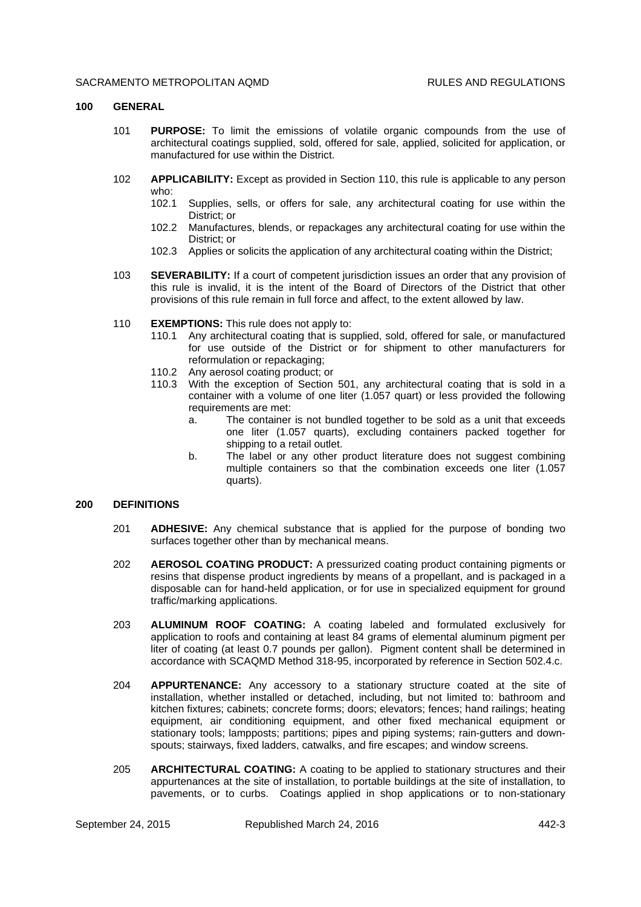## 100 GENERAL

101 **PURPOSE:** To limit the emissions of volatile organic compounds from the use of architectural coatings supplied, sold, offered for sale, applied, solicited for application, or manufactured for use within the District.

102 **APPLICABILITY:** Except as provided in Section 110, this rule is applicable to any person who:

- 102.1 Supplies, sells, or offers for sale, any architectural coating for use within the District; or
- 102.2 Manufactures, blends, or repackages any architectural coating for use within the District; or
- 102.3 Applies or solicits the application of any architectural coating within the District;

103 **SEVERABILITY:** If a court of competent jurisdiction issues an order that any provision of this rule is invalid, it is the intent of the Board of Directors of the District that other provisions of this rule remain in full force and affect, to the extent allowed by law.

110 **EXEMPTIONS:** This rule does not apply to:

- 110.1 Any architectural coating that is supplied, sold, offered for sale, or manufactured for use outside of the District or for shipment to other manufacturers for reformulation or repackaging;
- 110.2 Any aerosol coating product; or
- 110.3 With the exception of Section 501, any architectural coating that is sold in a container with a volume of one liter (1.057 quart) or less provided the following requirements are met:
  - a. The container is not bundled together to be sold as a unit that exceeds one liter (1.057 quarts), excluding containers packed together for shipping to a retail outlet.
  - b. The label or any other product literature does not suggest combining multiple containers so that the combination exceeds one liter (1.057 quarts).

## 200 DEFINITIONS

201 **ADHESIVE:** Any chemical substance that is applied for the purpose of bonding two surfaces together other than by mechanical means.

202 **AEROSOL COATING PRODUCT:** A pressurized coating product containing pigments or resins that dispense product ingredients by means of a propellant, and is packaged in a disposable can for hand-held application, or for use in specialized equipment for ground traffic/marking applications.

203 **ALUMINUM ROOF COATING:** A coating labeled and formulated exclusively for application to roofs and containing at least 84 grams of elemental aluminum pigment per liter of coating (at least 0.7 pounds per gallon). Pigment content shall be determined in accordance with SCAQMD Method 318-95, incorporated by reference in Section 502.4.c.

204 **APPURTENANCE:** Any accessory to a stationary structure coated at the site of installation, whether installed or detached, including, but not limited to: bathroom and kitchen fixtures; cabinets; concrete forms; doors; elevators; fences; hand railings; heating equipment, air conditioning equipment, and other fixed mechanical equipment or stationary tools; lampposts; partitions; pipes and piping systems; rain-gutters and down-spouts; stairways, fixed ladders, catwalks, and fire escapes; and window screens.

205 **ARCHITECTURAL COATING:** A coating to be applied to stationary structures and their appurtenances at the site of installation, to portable buildings at the site of installation, to pavements, or to curbs. Coatings applied in shop applications or to non-stationary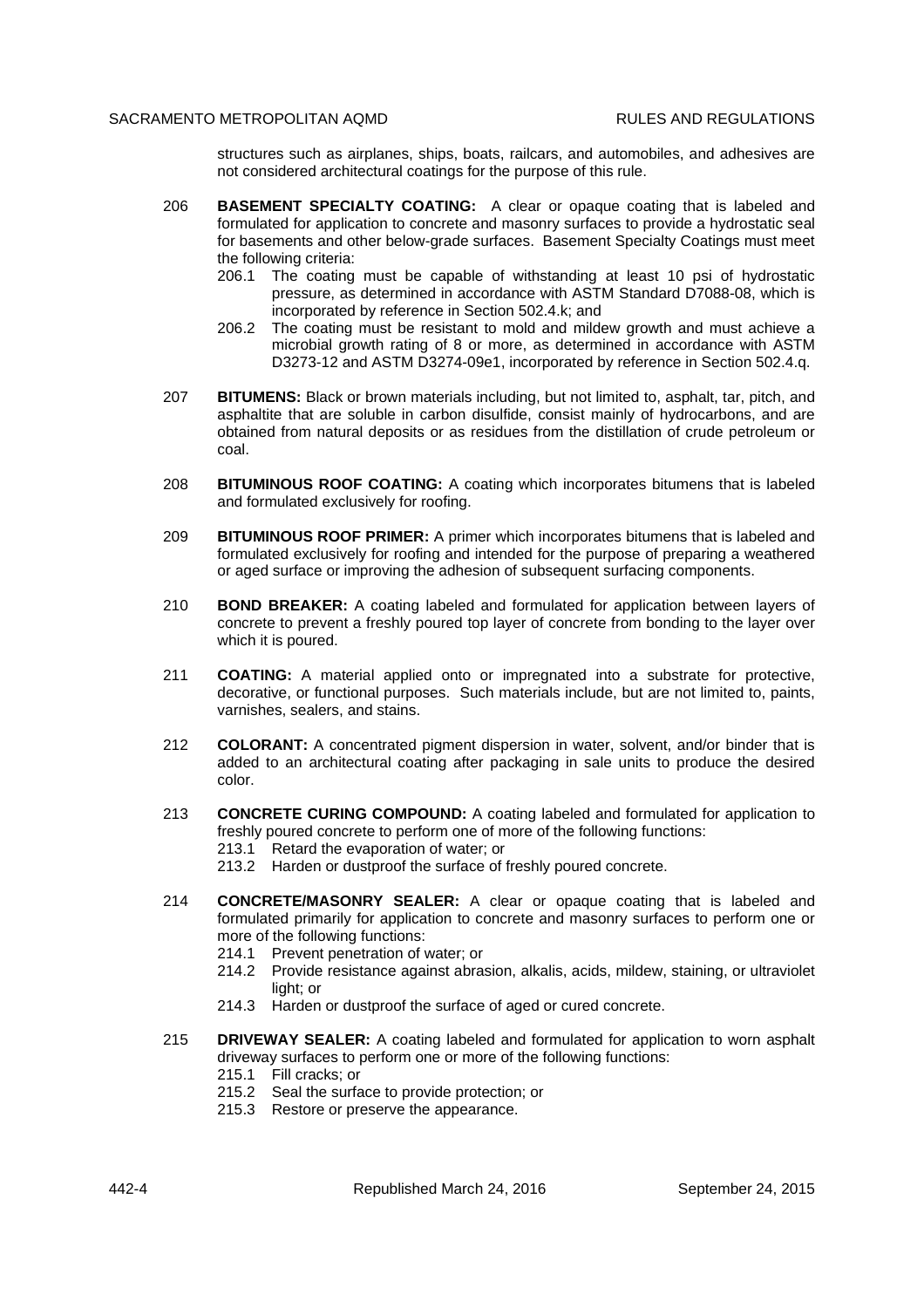structures such as airplanes, ships, boats, railcars, and automobiles, and adhesives are not considered architectural coatings for the purpose of this rule.

206 **BASEMENT SPECIALTY COATING:** A clear or opaque coating that is labeled and formulated for application to concrete and masonry surfaces to provide a hydrostatic seal for basements and other below-grade surfaces. Basement Specialty Coatings must meet the following criteria:

- 206.1 The coating must be capable of withstanding at least 10 psi of hydrostatic pressure, as determined in accordance with ASTM Standard D7088-08, which is incorporated by reference in Section 502.4.k; and
- 206.2 The coating must be resistant to mold and mildew growth and must achieve a microbial growth rating of 8 or more, as determined in accordance with ASTM D3273-12 and ASTM D3274-09e1, incorporated by reference in Section 502.4.q.

207 **BITUMENS:** Black or brown materials including, but not limited to, asphalt, tar, pitch, and asphaltite that are soluble in carbon disulfide, consist mainly of hydrocarbons, and are obtained from natural deposits or as residues from the distillation of crude petroleum or coal.

208 **BITUMINOUS ROOF COATING:** A coating which incorporates bitumens that is labeled and formulated exclusively for roofing.

209 **BITUMINOUS ROOF PRIMER:** A primer which incorporates bitumens that is labeled and formulated exclusively for roofing and intended for the purpose of preparing a weathered or aged surface or improving the adhesion of subsequent surfacing components.

210 **BOND BREAKER:** A coating labeled and formulated for application between layers of concrete to prevent a freshly poured top layer of concrete from bonding to the layer over which it is poured.

211 **COATING:** A material applied onto or impregnated into a substrate for protective, decorative, or functional purposes. Such materials include, but are not limited to, paints, varnishes, sealers, and stains.

212 **COLORANT:** A concentrated pigment dispersion in water, solvent, and/or binder that is added to an architectural coating after packaging in sale units to produce the desired color.

213 **CONCRETE CURING COMPOUND:** A coating labeled and formulated for application to freshly poured concrete to perform one of more of the following functions:

- 213.1 Retard the evaporation of water; or
- 213.2 Harden or dustproof the surface of freshly poured concrete.

214 **CONCRETE/MASONRY SEALER:** A clear or opaque coating that is labeled and formulated primarily for application to concrete and masonry surfaces to perform one or more of the following functions:

- 214.1 Prevent penetration of water; or
- 214.2 Provide resistance against abrasion, alkalis, acids, mildew, staining, or ultraviolet light; or
- 214.3 Harden or dustproof the surface of aged or cured concrete.

215 **DRIVEWAY SEALER:** A coating labeled and formulated for application to worn asphalt driveway surfaces to perform one or more of the following functions:

- 215.1 Fill cracks; or
- 215.2 Seal the surface to provide protection; or
- 215.3 Restore or preserve the appearance.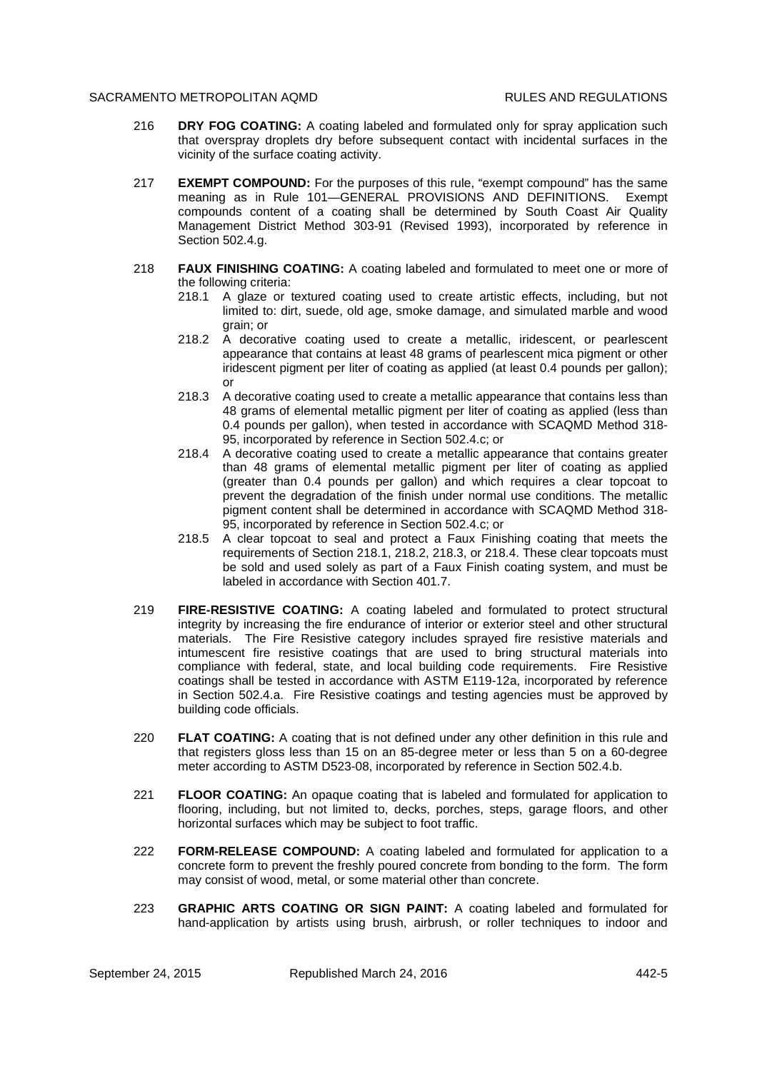216 **DRY FOG COATING:** A coating labeled and formulated only for spray application such that overspray droplets dry before subsequent contact with incidental surfaces in the vicinity of the surface coating activity.

217 **EXEMPT COMPOUND:** For the purposes of this rule, "exempt compound" has the same meaning as in Rule 101—GENERAL PROVISIONS AND DEFINITIONS. Exempt compounds content of a coating shall be determined by South Coast Air Quality Management District Method 303-91 (Revised 1993), incorporated by reference in Section 502.4.g.

218 **FAUX FINISHING COATING:** A coating labeled and formulated to meet one or more of the following criteria:

- 218.1 A glaze or textured coating used to create artistic effects, including, but not limited to: dirt, suede, old age, smoke damage, and simulated marble and wood grain; or
- 218.2 A decorative coating used to create a metallic, iridescent, or pearlescent appearance that contains at least 48 grams of pearlescent mica pigment or other iridescent pigment per liter of coating as applied (at least 0.4 pounds per gallon); or
- 218.3 A decorative coating used to create a metallic appearance that contains less than 48 grams of elemental metallic pigment per liter of coating as applied (less than 0.4 pounds per gallon), when tested in accordance with SCAQMD Method 318-95, incorporated by reference in Section 502.4.c; or
- 218.4 A decorative coating used to create a metallic appearance that contains greater than 48 grams of elemental metallic pigment per liter of coating as applied (greater than 0.4 pounds per gallon) and which requires a clear topcoat to prevent the degradation of the finish under normal use conditions. The metallic pigment content shall be determined in accordance with SCAQMD Method 318-95, incorporated by reference in Section 502.4.c; or
- 218.5 A clear topcoat to seal and protect a Faux Finishing coating that meets the requirements of Section 218.1, 218.2, 218.3, or 218.4. These clear topcoats must be sold and used solely as part of a Faux Finish coating system, and must be labeled in accordance with Section 401.7.

219 **FIRE-RESISTIVE COATING:** A coating labeled and formulated to protect structural integrity by increasing the fire endurance of interior or exterior steel and other structural materials. The Fire Resistive category includes sprayed fire resistive materials and intumescent fire resistive coatings that are used to bring structural materials into compliance with federal, state, and local building code requirements. Fire Resistive coatings shall be tested in accordance with ASTM E119-12a, incorporated by reference in Section 502.4.a. Fire Resistive coatings and testing agencies must be approved by building code officials.

220 **FLAT COATING:** A coating that is not defined under any other definition in this rule and that registers gloss less than 15 on an 85-degree meter or less than 5 on a 60-degree meter according to ASTM D523-08, incorporated by reference in Section 502.4.b.

221 **FLOOR COATING:** An opaque coating that is labeled and formulated for application to flooring, including, but not limited to, decks, porches, steps, garage floors, and other horizontal surfaces which may be subject to foot traffic.

222 **FORM-RELEASE COMPOUND:** A coating labeled and formulated for application to a concrete form to prevent the freshly poured concrete from bonding to the form. The form may consist of wood, metal, or some material other than concrete.

223 **GRAPHIC ARTS COATING OR SIGN PAINT:** A coating labeled and formulated for hand-application by artists using brush, airbrush, or roller techniques to indoor and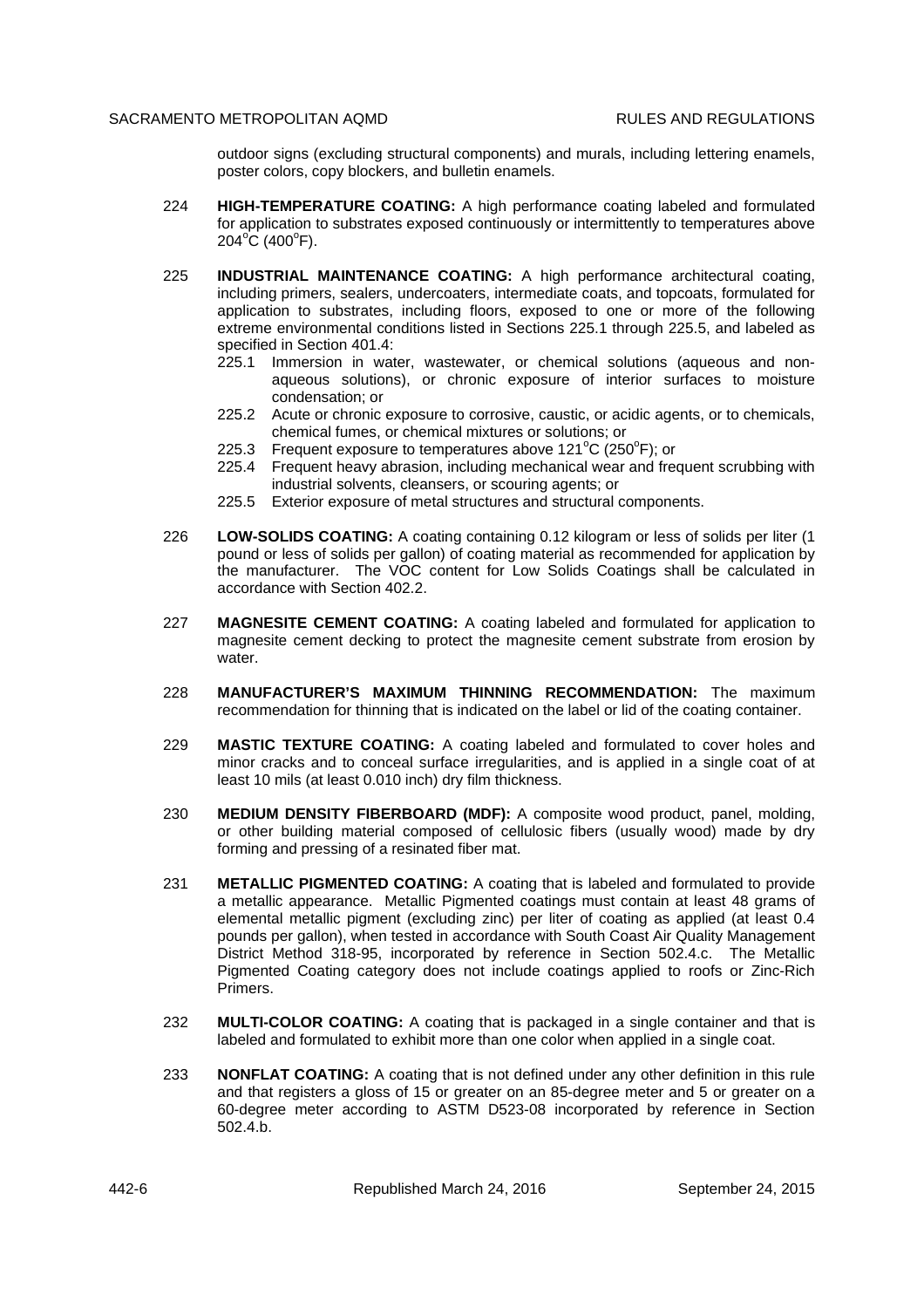outdoor signs (excluding structural components) and murals, including lettering enamels, poster colors, copy blockers, and bulletin enamels.

224 **HIGH-TEMPERATURE COATING:** A high performance coating labeled and formulated for application to substrates exposed continuously or intermittently to temperatures above 204°C (400°F).

225 **INDUSTRIAL MAINTENANCE COATING:** A high performance architectural coating, including primers, sealers, undercoaters, intermediate coats, and topcoats, formulated for application to substrates, including floors, exposed to one or more of the following extreme environmental conditions listed in Sections 225.1 through 225.5, and labeled as specified in Section 401.4:

- 225.1 Immersion in water, wastewater, or chemical solutions (aqueous and non-aqueous solutions), or chronic exposure of interior surfaces to moisture condensation; or
- 225.2 Acute or chronic exposure to corrosive, caustic, or acidic agents, or to chemicals, chemical fumes, or chemical mixtures or solutions; or
- 225.3 Frequent exposure to temperatures above 121°C (250°F); or
- 225.4 Frequent heavy abrasion, including mechanical wear and frequent scrubbing with industrial solvents, cleansers, or scouring agents; or
- 225.5 Exterior exposure of metal structures and structural components.

226 **LOW-SOLIDS COATING:** A coating containing 0.12 kilogram or less of solids per liter (1 pound or less of solids per gallon) of coating material as recommended for application by the manufacturer. The VOC content for Low Solids Coatings shall be calculated in accordance with Section 402.2.

227 **MAGNESITE CEMENT COATING:** A coating labeled and formulated for application to magnesite cement decking to protect the magnesite cement substrate from erosion by water.

228 **MANUFACTURER'S MAXIMUM THINNING RECOMMENDATION:** The maximum recommendation for thinning that is indicated on the label or lid of the coating container.

229 **MASTIC TEXTURE COATING:** A coating labeled and formulated to cover holes and minor cracks and to conceal surface irregularities, and is applied in a single coat of at least 10 mils (at least 0.010 inch) dry film thickness.

230 **MEDIUM DENSITY FIBERBOARD (MDF):** A composite wood product, panel, molding, or other building material composed of cellulosic fibers (usually wood) made by dry forming and pressing of a resinated fiber mat.

231 **METALLIC PIGMENTED COATING:** A coating that is labeled and formulated to provide a metallic appearance. Metallic Pigmented coatings must contain at least 48 grams of elemental metallic pigment (excluding zinc) per liter of coating as applied (at least 0.4 pounds per gallon), when tested in accordance with South Coast Air Quality Management District Method 318-95, incorporated by reference in Section 502.4.c. The Metallic Pigmented Coating category does not include coatings applied to roofs or Zinc-Rich Primers.

232 **MULTI-COLOR COATING:** A coating that is packaged in a single container and that is labeled and formulated to exhibit more than one color when applied in a single coat.

233 **NONFLAT COATING:** A coating that is not defined under any other definition in this rule and that registers a gloss of 15 or greater on an 85-degree meter and 5 or greater on a 60-degree meter according to ASTM D523-08 incorporated by reference in Section 502.4.b.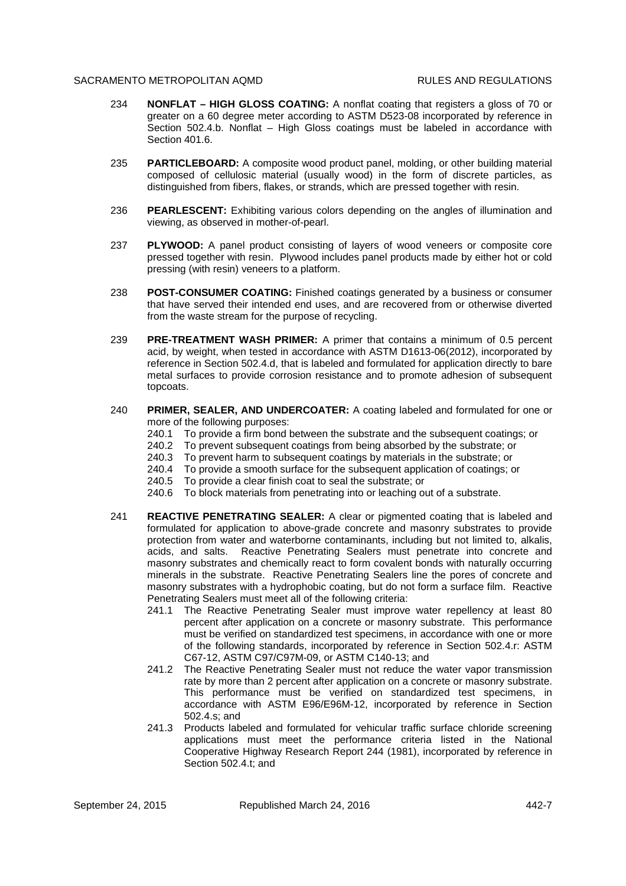234 **NONFLAT – HIGH GLOSS COATING:** A nonflat coating that registers a gloss of 70 or greater on a 60 degree meter according to ASTM D523-08 incorporated by reference in Section 502.4.b. Nonflat – High Gloss coatings must be labeled in accordance with Section 401.6.

235 **PARTICLEBOARD:** A composite wood product panel, molding, or other building material composed of cellulosic material (usually wood) in the form of discrete particles, as distinguished from fibers, flakes, or strands, which are pressed together with resin.

236 **PEARLESCENT:** Exhibiting various colors depending on the angles of illumination and viewing, as observed in mother-of-pearl.

237 **PLYWOOD:** A panel product consisting of layers of wood veneers or composite core pressed together with resin. Plywood includes panel products made by either hot or cold pressing (with resin) veneers to a platform.

238 **POST-CONSUMER COATING:** Finished coatings generated by a business or consumer that have served their intended end uses, and are recovered from or otherwise diverted from the waste stream for the purpose of recycling.

239 **PRE-TREATMENT WASH PRIMER:** A primer that contains a minimum of 0.5 percent acid, by weight, when tested in accordance with ASTM D1613-06(2012), incorporated by reference in Section 502.4.d, that is labeled and formulated for application directly to bare metal surfaces to provide corrosion resistance and to promote adhesion of subsequent topcoats.

240 **PRIMER, SEALER, AND UNDERCOATER:** A coating labeled and formulated for one or more of the following purposes:

240.1 To provide a firm bond between the substrate and the subsequent coatings; or

240.2 To prevent subsequent coatings from being absorbed by the substrate; or

240.3 To prevent harm to subsequent coatings by materials in the substrate; or

240.4 To provide a smooth surface for the subsequent application of coatings; or

240.5 To provide a clear finish coat to seal the substrate; or

240.6 To block materials from penetrating into or leaching out of a substrate.

241 **REACTIVE PENETRATING SEALER:** A clear or pigmented coating that is labeled and formulated for application to above-grade concrete and masonry substrates to provide protection from water and waterborne contaminants, including but not limited to, alkalis, acids, and salts. Reactive Penetrating Sealers must penetrate into concrete and masonry substrates and chemically react to form covalent bonds with naturally occurring minerals in the substrate. Reactive Penetrating Sealers line the pores of concrete and masonry substrates with a hydrophobic coating, but do not form a surface film. Reactive Penetrating Sealers must meet all of the following criteria:

241.1 The Reactive Penetrating Sealer must improve water repellency at least 80 percent after application on a concrete or masonry substrate. This performance must be verified on standardized test specimens, in accordance with one or more of the following standards, incorporated by reference in Section 502.4.r: ASTM C67-12, ASTM C97/C97M-09, or ASTM C140-13; and

241.2 The Reactive Penetrating Sealer must not reduce the water vapor transmission rate by more than 2 percent after application on a concrete or masonry substrate. This performance must be verified on standardized test specimens, in accordance with ASTM E96/E96M-12, incorporated by reference in Section 502.4.s; and

241.3 Products labeled and formulated for vehicular traffic surface chloride screening applications must meet the performance criteria listed in the National Cooperative Highway Research Report 244 (1981), incorporated by reference in Section 502.4.t; and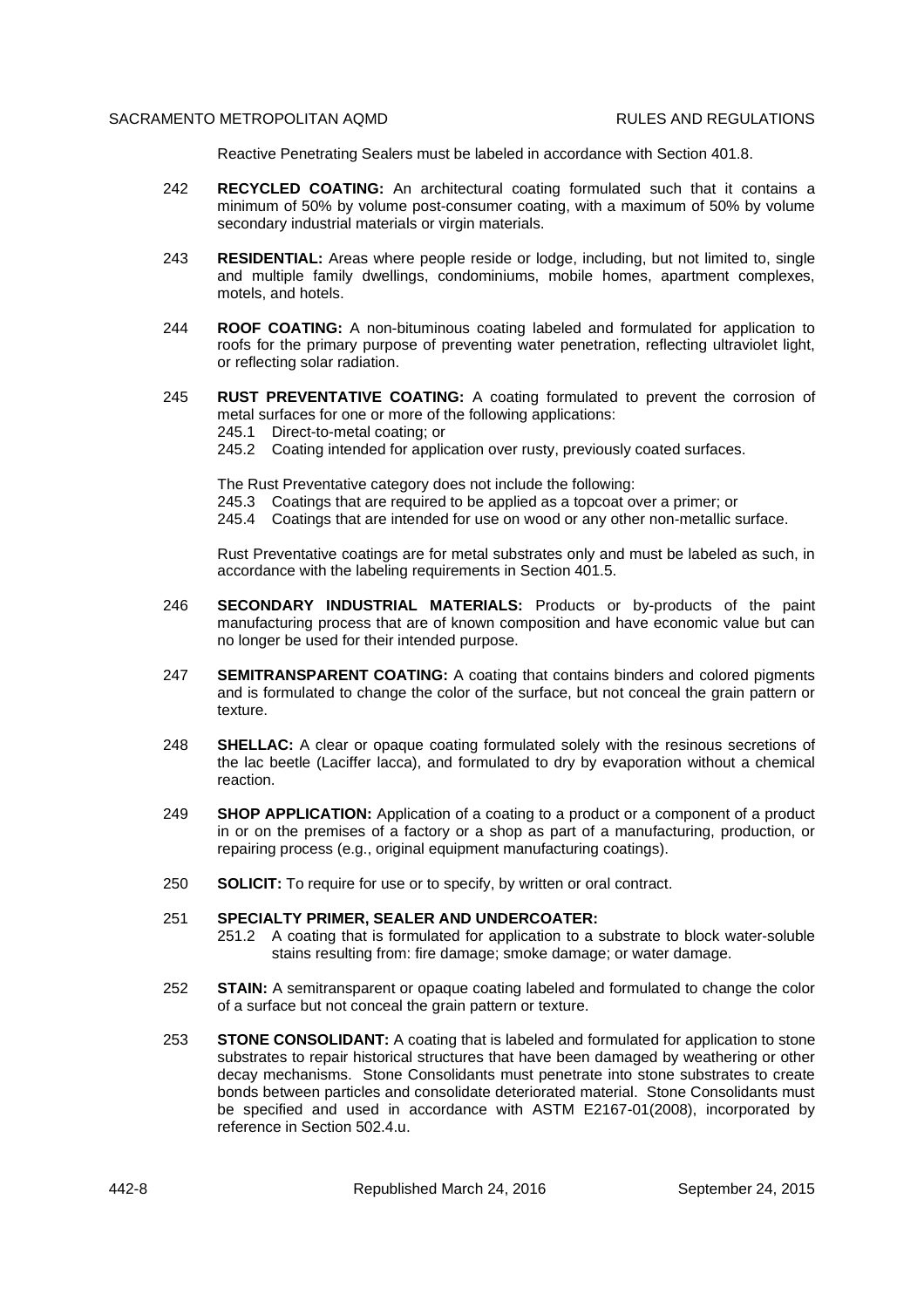Reactive Penetrating Sealers must be labeled in accordance with Section 401.8.

242 **RECYCLED COATING:** An architectural coating formulated such that it contains a minimum of 50% by volume post-consumer coating, with a maximum of 50% by volume secondary industrial materials or virgin materials.

243 **RESIDENTIAL:** Areas where people reside or lodge, including, but not limited to, single and multiple family dwellings, condominiums, mobile homes, apartment complexes, motels, and hotels.

244 **ROOF COATING:** A non-bituminous coating labeled and formulated for application to roofs for the primary purpose of preventing water penetration, reflecting ultraviolet light, or reflecting solar radiation.

245 **RUST PREVENTATIVE COATING:** A coating formulated to prevent the corrosion of metal surfaces for one or more of the following applications:

245.1 Direct-to-metal coating; or

245.2 Coating intended for application over rusty, previously coated surfaces.

The Rust Preventative category does not include the following:

245.3 Coatings that are required to be applied as a topcoat over a primer; or

245.4 Coatings that are intended for use on wood or any other non-metallic surface.

Rust Preventative coatings are for metal substrates only and must be labeled as such, in accordance with the labeling requirements in Section 401.5.

246 **SECONDARY INDUSTRIAL MATERIALS:** Products or by-products of the paint manufacturing process that are of known composition and have economic value but can no longer be used for their intended purpose.

247 **SEMITRANSPARENT COATING:** A coating that contains binders and colored pigments and is formulated to change the color of the surface, but not conceal the grain pattern or texture.

248 **SHELLAC:** A clear or opaque coating formulated solely with the resinous secretions of the lac beetle (Laciffer lacca), and formulated to dry by evaporation without a chemical reaction.

249 **SHOP APPLICATION:** Application of a coating to a product or a component of a product in or on the premises of a factory or a shop as part of a manufacturing, production, or repairing process (e.g., original equipment manufacturing coatings).

250 **SOLICIT:** To require for use or to specify, by written or oral contract.

251 **SPECIALTY PRIMER, SEALER AND UNDERCOATER:**

251.2 A coating that is formulated for application to a substrate to block water-soluble stains resulting from: fire damage; smoke damage; or water damage.

252 **STAIN:** A semitransparent or opaque coating labeled and formulated to change the color of a surface but not conceal the grain pattern or texture.

253 **STONE CONSOLIDANT:** A coating that is labeled and formulated for application to stone substrates to repair historical structures that have been damaged by weathering or other decay mechanisms. Stone Consolidants must penetrate into stone substrates to create bonds between particles and consolidate deteriorated material. Stone Consolidants must be specified and used in accordance with ASTM E2167-01(2008), incorporated by reference in Section 502.4.u.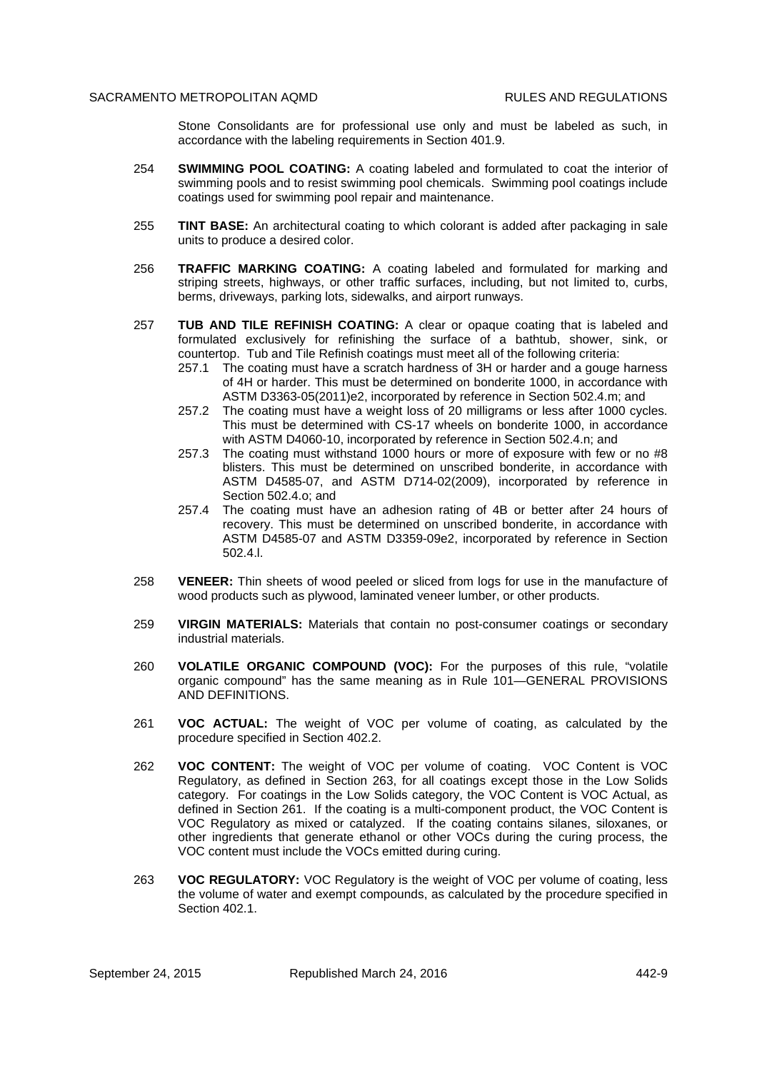Stone Consolidants are for professional use only and must be labeled as such, in accordance with the labeling requirements in Section 401.9.

254 **SWIMMING POOL COATING:** A coating labeled and formulated to coat the interior of swimming pools and to resist swimming pool chemicals. Swimming pool coatings include coatings used for swimming pool repair and maintenance.

255 **TINT BASE:** An architectural coating to which colorant is added after packaging in sale units to produce a desired color.

256 **TRAFFIC MARKING COATING:** A coating labeled and formulated for marking and striping streets, highways, or other traffic surfaces, including, but not limited to, curbs, berms, driveways, parking lots, sidewalks, and airport runways.

257 **TUB AND TILE REFINISH COATING:** A clear or opaque coating that is labeled and formulated exclusively for refinishing the surface of a bathtub, shower, sink, or countertop. Tub and Tile Refinish coatings must meet all of the following criteria:

- 257.1 The coating must have a scratch hardness of 3H or harder and a gouge harness of 4H or harder. This must be determined on bonderite 1000, in accordance with ASTM D3363-05(2011)e2, incorporated by reference in Section 502.4.m; and
- 257.2 The coating must have a weight loss of 20 milligrams or less after 1000 cycles. This must be determined with CS-17 wheels on bonderite 1000, in accordance with ASTM D4060-10, incorporated by reference in Section 502.4.n; and
- 257.3 The coating must withstand 1000 hours or more of exposure with few or no #8 blisters. This must be determined on unscribed bonderite, in accordance with ASTM D4585-07, and ASTM D714-02(2009), incorporated by reference in Section 502.4.o; and
- 257.4 The coating must have an adhesion rating of 4B or better after 24 hours of recovery. This must be determined on unscribed bonderite, in accordance with ASTM D4585-07 and ASTM D3359-09e2, incorporated by reference in Section 502.4.l.

258 **VENEER:** Thin sheets of wood peeled or sliced from logs for use in the manufacture of wood products such as plywood, laminated veneer lumber, or other products.

259 **VIRGIN MATERIALS:** Materials that contain no post-consumer coatings or secondary industrial materials.

260 **VOLATILE ORGANIC COMPOUND (VOC):** For the purposes of this rule, "volatile organic compound" has the same meaning as in Rule 101—GENERAL PROVISIONS AND DEFINITIONS.

261 **VOC ACTUAL:** The weight of VOC per volume of coating, as calculated by the procedure specified in Section 402.2.

262 **VOC CONTENT:** The weight of VOC per volume of coating. VOC Content is VOC Regulatory, as defined in Section 263, for all coatings except those in the Low Solids category. For coatings in the Low Solids category, the VOC Content is VOC Actual, as defined in Section 261. If the coating is a multi-component product, the VOC Content is VOC Regulatory as mixed or catalyzed. If the coating contains silanes, siloxanes, or other ingredients that generate ethanol or other VOCs during the curing process, the VOC content must include the VOCs emitted during curing.

263 **VOC REGULATORY:** VOC Regulatory is the weight of VOC per volume of coating, less the volume of water and exempt compounds, as calculated by the procedure specified in Section 402.1.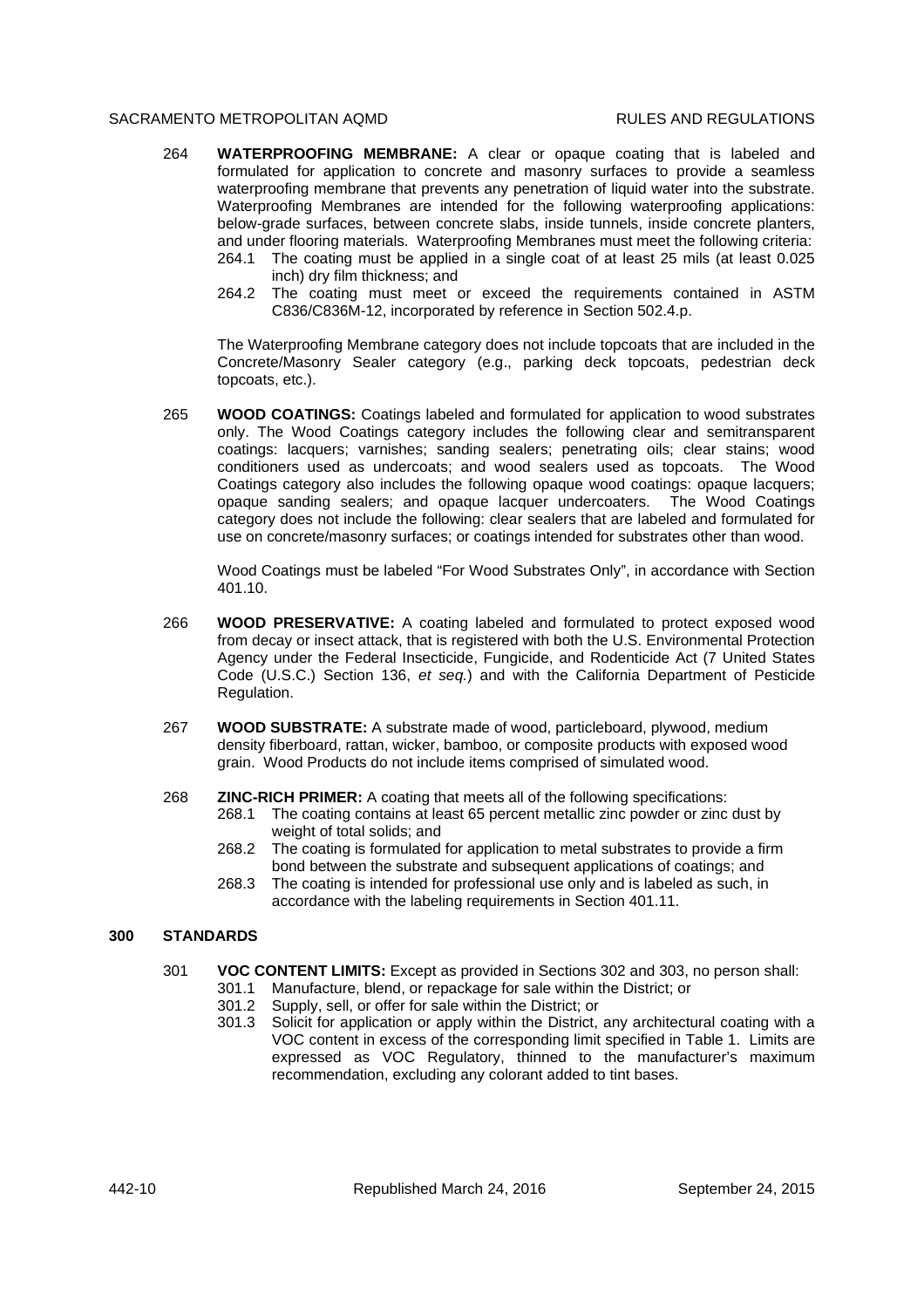264 **WATERPROOFING MEMBRANE:** A clear or opaque coating that is labeled and formulated for application to concrete and masonry surfaces to provide a seamless waterproofing membrane that prevents any penetration of liquid water into the substrate. Waterproofing Membranes are intended for the following waterproofing applications: below-grade surfaces, between concrete slabs, inside tunnels, inside concrete planters, and under flooring materials. Waterproofing Membranes must meet the following criteria:

- 264.1 The coating must be applied in a single coat of at least 25 mils (at least 0.025 inch) dry film thickness; and
- 264.2 The coating must meet or exceed the requirements contained in ASTM C836/C836M-12, incorporated by reference in Section 502.4.p.

The Waterproofing Membrane category does not include topcoats that are included in the Concrete/Masonry Sealer category (e.g., parking deck topcoats, pedestrian deck topcoats, etc.).

265 **WOOD COATINGS:** Coatings labeled and formulated for application to wood substrates only. The Wood Coatings category includes the following clear and semitransparent coatings: lacquers; varnishes; sanding sealers; penetrating oils; clear stains; wood conditioners used as undercoats; and wood sealers used as topcoats. The Wood Coatings category also includes the following opaque wood coatings: opaque lacquers; opaque sanding sealers; and opaque lacquer undercoaters. The Wood Coatings category does not include the following: clear sealers that are labeled and formulated for use on concrete/masonry surfaces; or coatings intended for substrates other than wood.

Wood Coatings must be labeled "For Wood Substrates Only", in accordance with Section 401.10.

266 **WOOD PRESERVATIVE:** A coating labeled and formulated to protect exposed wood from decay or insect attack, that is registered with both the U.S. Environmental Protection Agency under the Federal Insecticide, Fungicide, and Rodenticide Act (7 United States Code (U.S.C.) Section 136, *et seq.*) and with the California Department of Pesticide Regulation.

267 **WOOD SUBSTRATE:** A substrate made of wood, particleboard, plywood, medium density fiberboard, rattan, wicker, bamboo, or composite products with exposed wood grain. Wood Products do not include items comprised of simulated wood.

268 **ZINC-RICH PRIMER:** A coating that meets all of the following specifications:

- 268.1 The coating contains at least 65 percent metallic zinc powder or zinc dust by weight of total solids; and
- 268.2 The coating is formulated for application to metal substrates to provide a firm bond between the substrate and subsequent applications of coatings; and
- 268.3 The coating is intended for professional use only and is labeled as such, in accordance with the labeling requirements in Section 401.11.

## 300 STANDARDS

301 **VOC CONTENT LIMITS:** Except as provided in Sections 302 and 303, no person shall:

- 301.1 Manufacture, blend, or repackage for sale within the District; or
- 301.2 Supply, sell, or offer for sale within the District; or
- 301.3 Solicit for application or apply within the District, any architectural coating with a VOC content in excess of the corresponding limit specified in Table 1. Limits are expressed as VOC Regulatory, thinned to the manufacturer's maximum recommendation, excluding any colorant added to tint bases.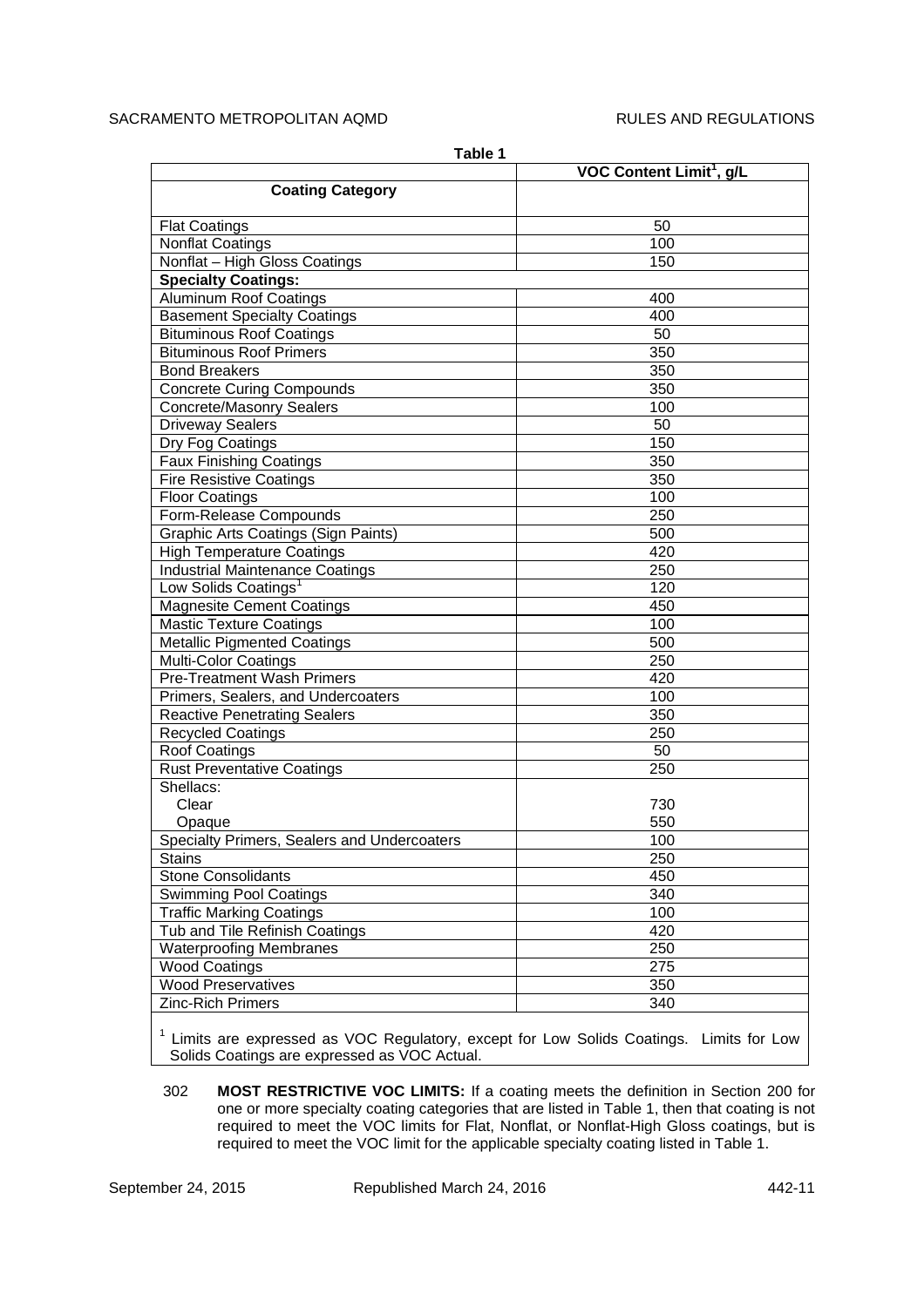**Table 1**

| Coating Category | VOC Content Limit[1], g/L |
|---|---|
| Flat Coatings | 50 |
| Nonflat Coatings | 100 |
| Nonflat – High Gloss Coatings | 150 |
| **Specialty Coatings:** | |
| Aluminum Roof Coatings | 400 |
| Basement Specialty Coatings | 400 |
| Bituminous Roof Coatings | 50 |
| Bituminous Roof Primers | 350 |
| Bond Breakers | 350 |
| Concrete Curing Compounds | 350 |
| Concrete/Masonry Sealers | 100 |
| Driveway Sealers | 50 |
| Dry Fog Coatings | 150 |
| Faux Finishing Coatings | 350 |
| Fire Resistive Coatings | 350 |
| Floor Coatings | 100 |
| Form-Release Compounds | 250 |
| Graphic Arts Coatings (Sign Paints) | 500 |
| High Temperature Coatings | 420 |
| Industrial Maintenance Coatings | 250 |
| Low Solids Coatings[1] | 120 |
| Magnesite Cement Coatings | 450 |
| Mastic Texture Coatings | 100 |
| Metallic Pigmented Coatings | 500 |
| Multi-Color Coatings | 250 |
| Pre-Treatment Wash Primers | 420 |
| Primers, Sealers, and Undercoaters | 100 |
| Reactive Penetrating Sealers | 350 |
| Recycled Coatings | 250 |
| Roof Coatings | 50 |
| Rust Preventative Coatings | 250 |
| Shellacs: | |
| Clear | 730 |
| Opaque | 550 |
| Specialty Primers, Sealers and Undercoaters | 100 |
| Stains | 250 |
| Stone Consolidants | 450 |
| Swimming Pool Coatings | 340 |
| Traffic Marking Coatings | 100 |
| Tub and Tile Refinish Coatings | 420 |
| Waterproofing Membranes | 250 |
| Wood Coatings | 275 |
| Wood Preservatives | 350 |
| Zinc-Rich Primers | 340 |

[1] Limits are expressed as VOC Regulatory, except for Low Solids Coatings. Limits for Low Solids Coatings are expressed as VOC Actual.

302 **MOST RESTRICTIVE VOC LIMITS:** If a coating meets the definition in Section 200 for one or more specialty coating categories that are listed in Table 1, then that coating is not required to meet the VOC limits for Flat, Nonflat, or Nonflat-High Gloss coatings, but is required to meet the VOC limit for the applicable specialty coating listed in Table 1.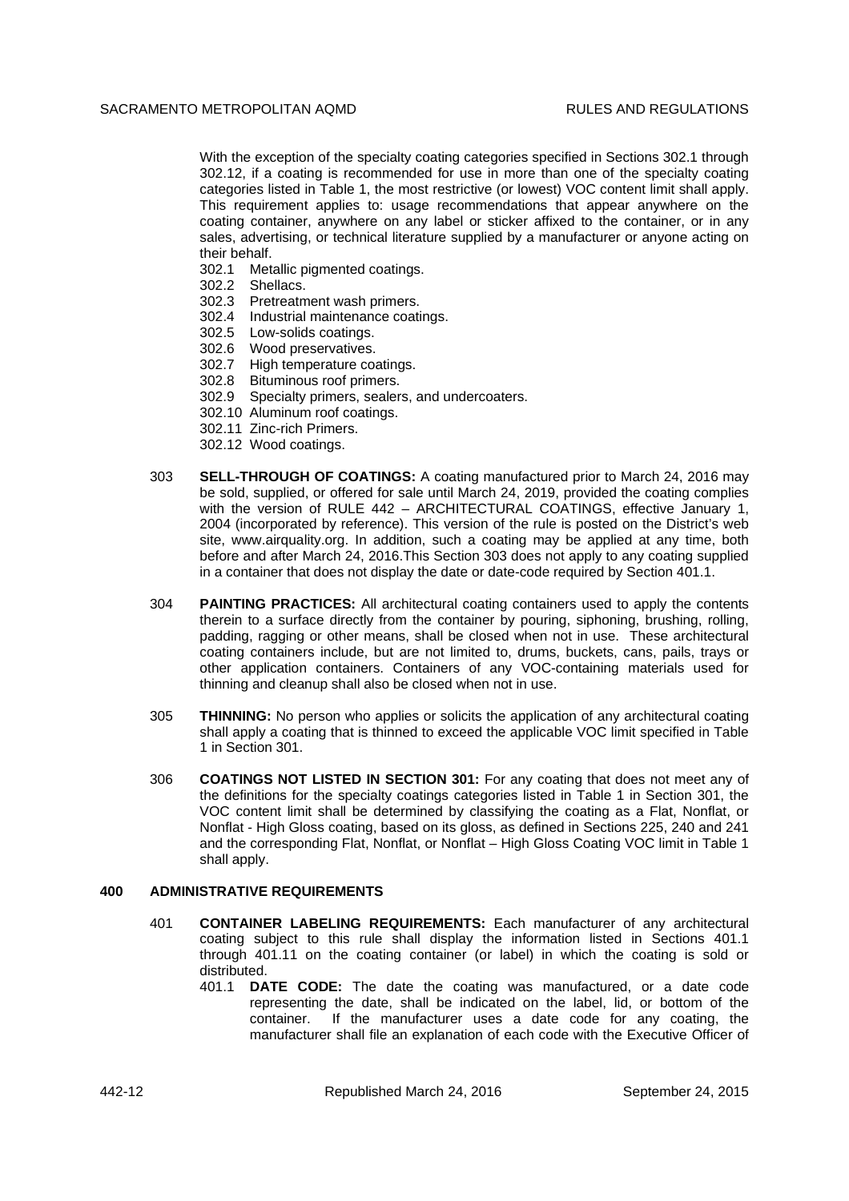With the exception of the specialty coating categories specified in Sections 302.1 through 302.12, if a coating is recommended for use in more than one of the specialty coating categories listed in Table 1, the most restrictive (or lowest) VOC content limit shall apply. This requirement applies to: usage recommendations that appear anywhere on the coating container, anywhere on any label or sticker affixed to the container, or in any sales, advertising, or technical literature supplied by a manufacturer or anyone acting on their behalf.

302.1 Metallic pigmented coatings.
302.2 Shellacs.
302.3 Pretreatment wash primers.
302.4 Industrial maintenance coatings.
302.5 Low-solids coatings.
302.6 Wood preservatives.
302.7 High temperature coatings.
302.8 Bituminous roof primers.
302.9 Specialty primers, sealers, and undercoaters.
302.10 Aluminum roof coatings.
302.11 Zinc-rich Primers.
302.12 Wood coatings.

303 **SELL-THROUGH OF COATINGS:** A coating manufactured prior to March 24, 2016 may be sold, supplied, or offered for sale until March 24, 2019, provided the coating complies with the version of RULE 442 – ARCHITECTURAL COATINGS, effective January 1, 2004 (incorporated by reference). This version of the rule is posted on the District's web site, www.airquality.org. In addition, such a coating may be applied at any time, both before and after March 24, 2016.This Section 303 does not apply to any coating supplied in a container that does not display the date or date-code required by Section 401.1.

304 **PAINTING PRACTICES:** All architectural coating containers used to apply the contents therein to a surface directly from the container by pouring, siphoning, brushing, rolling, padding, ragging or other means, shall be closed when not in use. These architectural coating containers include, but are not limited to, drums, buckets, cans, pails, trays or other application containers. Containers of any VOC-containing materials used for thinning and cleanup shall also be closed when not in use.

305 **THINNING:** No person who applies or solicits the application of any architectural coating shall apply a coating that is thinned to exceed the applicable VOC limit specified in Table 1 in Section 301.

306 **COATINGS NOT LISTED IN SECTION 301:** For any coating that does not meet any of the definitions for the specialty coatings categories listed in Table 1 in Section 301, the VOC content limit shall be determined by classifying the coating as a Flat, Nonflat, or Nonflat - High Gloss coating, based on its gloss, as defined in Sections 225, 240 and 241 and the corresponding Flat, Nonflat, or Nonflat – High Gloss Coating VOC limit in Table 1 shall apply.

## 400 ADMINISTRATIVE REQUIREMENTS

401 **CONTAINER LABELING REQUIREMENTS:** Each manufacturer of any architectural coating subject to this rule shall display the information listed in Sections 401.1 through 401.11 on the coating container (or label) in which the coating is sold or distributed.

401.1 **DATE CODE:** The date the coating was manufactured, or a date code representing the date, shall be indicated on the label, lid, or bottom of the container. If the manufacturer uses a date code for any coating, the manufacturer shall file an explanation of each code with the Executive Officer of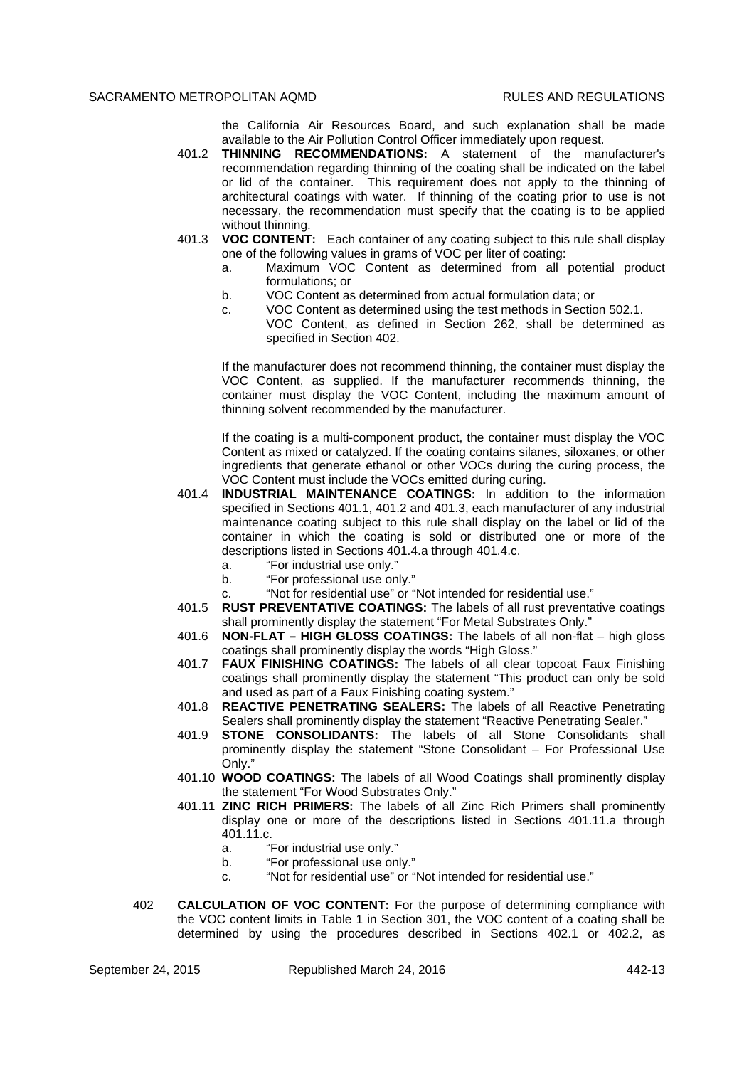the California Air Resources Board, and such explanation shall be made available to the Air Pollution Control Officer immediately upon request.

401.2 **THINNING RECOMMENDATIONS:** A statement of the manufacturer's recommendation regarding thinning of the coating shall be indicated on the label or lid of the container. This requirement does not apply to the thinning of architectural coatings with water. If thinning of the coating prior to use is not necessary, the recommendation must specify that the coating is to be applied without thinning.

401.3 **VOC CONTENT:** Each container of any coating subject to this rule shall display one of the following values in grams of VOC per liter of coating:

a. Maximum VOC Content as determined from all potential product formulations; or

b. VOC Content as determined from actual formulation data; or

c. VOC Content as determined using the test methods in Section 502.1.

VOC Content, as defined in Section 262, shall be determined as specified in Section 402.

If the manufacturer does not recommend thinning, the container must display the VOC Content, as supplied. If the manufacturer recommends thinning, the container must display the VOC Content, including the maximum amount of thinning solvent recommended by the manufacturer.

If the coating is a multi-component product, the container must display the VOC Content as mixed or catalyzed. If the coating contains silanes, siloxanes, or other ingredients that generate ethanol or other VOCs during the curing process, the VOC Content must include the VOCs emitted during curing.

401.4 **INDUSTRIAL MAINTENANCE COATINGS:** In addition to the information specified in Sections 401.1, 401.2 and 401.3, each manufacturer of any industrial maintenance coating subject to this rule shall display on the label or lid of the container in which the coating is sold or distributed one or more of the descriptions listed in Sections 401.4.a through 401.4.c.

a. "For industrial use only."

b. "For professional use only."

c. "Not for residential use" or "Not intended for residential use."

401.5 **RUST PREVENTATIVE COATINGS:** The labels of all rust preventative coatings shall prominently display the statement "For Metal Substrates Only."

401.6 **NON-FLAT – HIGH GLOSS COATINGS:** The labels of all non-flat – high gloss coatings shall prominently display the words "High Gloss."

401.7 **FAUX FINISHING COATINGS:** The labels of all clear topcoat Faux Finishing coatings shall prominently display the statement "This product can only be sold and used as part of a Faux Finishing coating system."

401.8 **REACTIVE PENETRATING SEALERS:** The labels of all Reactive Penetrating Sealers shall prominently display the statement "Reactive Penetrating Sealer."

401.9 **STONE CONSOLIDANTS:** The labels of all Stone Consolidants shall prominently display the statement "Stone Consolidant – For Professional Use Only."

401.10 **WOOD COATINGS:** The labels of all Wood Coatings shall prominently display the statement "For Wood Substrates Only."

401.11 **ZINC RICH PRIMERS:** The labels of all Zinc Rich Primers shall prominently display one or more of the descriptions listed in Sections 401.11.a through 401.11.c.

a. "For industrial use only."

b. "For professional use only."

c. "Not for residential use" or "Not intended for residential use."

402 **CALCULATION OF VOC CONTENT:** For the purpose of determining compliance with the VOC content limits in Table 1 in Section 301, the VOC content of a coating shall be determined by using the procedures described in Sections 402.1 or 402.2, as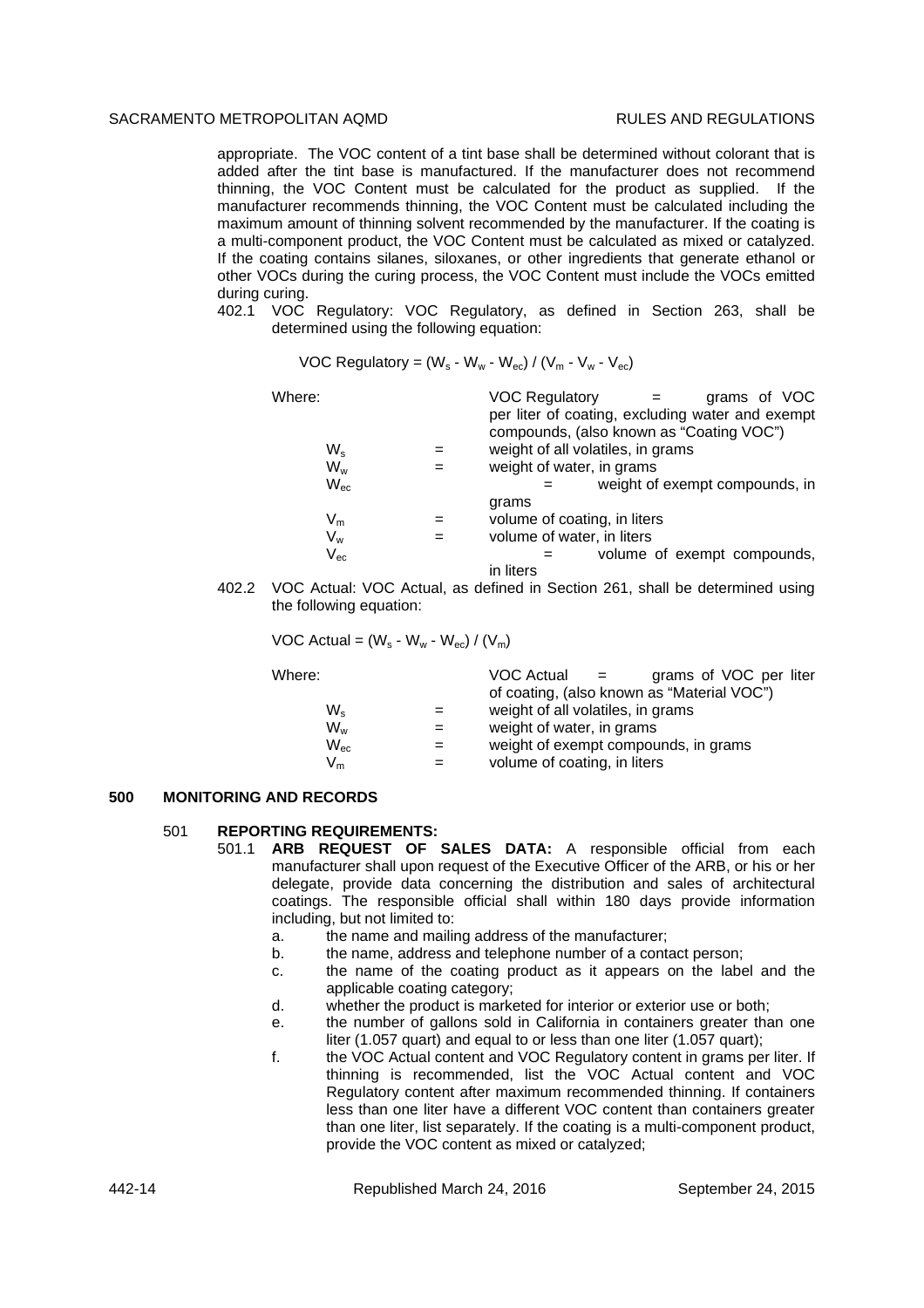appropriate. The VOC content of a tint base shall be determined without colorant that is added after the tint base is manufactured. If the manufacturer does not recommend thinning, the VOC Content must be calculated for the product as supplied. If the manufacturer recommends thinning, the VOC Content must be calculated including the maximum amount of thinning solvent recommended by the manufacturer. If the coating is a multi-component product, the VOC Content must be calculated as mixed or catalyzed. If the coating contains silanes, siloxanes, or other ingredients that generate ethanol or other VOCs during the curing process, the VOC Content must include the VOCs emitted during curing.

402.1 VOC Regulatory: VOC Regulatory, as defined in Section 263, shall be determined using the following equation:

$$\text{VOC Regulatory} = (W_s - W_w - W_{ec}) / (V_m - V_w - V_{ec})$$

Where:

VOC Regulatory = grams of VOC per liter of coating, excluding water and exempt compounds, (also known as "Coating VOC")

- $W_s$ = weight of all volatiles, in grams
- $W_w$ = weight of water, in grams
- $W_{ec}$ = weight of exempt compounds, in grams
- $V_m$ = volume of coating, in liters
- $V_w$ = volume of water, in liters
- $V_{ec}$ = volume of exempt compounds, in liters

402.2 VOC Actual: VOC Actual, as defined in Section 261, shall be determined using the following equation:

$$\text{VOC Actual} = (W_s - W_w - W_{ec}) / (V_m)$$

Where:

VOC Actual = grams of VOC per liter of coating, (also known as "Material VOC")

- $W_s$ = weight of all volatiles, in grams
- $W_w$ = weight of water, in grams
- $W_{ec}$ = weight of exempt compounds, in grams
- $V_m$ = volume of coating, in liters

# 500 MONITORING AND RECORDS

## 501 REPORTING REQUIREMENTS:

501.1 **ARB REQUEST OF SALES DATA:** A responsible official from each manufacturer shall upon request of the Executive Officer of the ARB, or his or her delegate, provide data concerning the distribution and sales of architectural coatings. The responsible official shall within 180 days provide information including, but not limited to:

a. the name and mailing address of the manufacturer;

b. the name, address and telephone number of a contact person;

c. the name of the coating product as it appears on the label and the applicable coating category;

d. whether the product is marketed for interior or exterior use or both;

e. the number of gallons sold in California in containers greater than one liter (1.057 quart) and equal to or less than one liter (1.057 quart);

f. the VOC Actual content and VOC Regulatory content in grams per liter. If thinning is recommended, list the VOC Actual content and VOC Regulatory content after maximum recommended thinning. If containers less than one liter have a different VOC content than containers greater than one liter, list separately. If the coating is a multi-component product, provide the VOC content as mixed or catalyzed;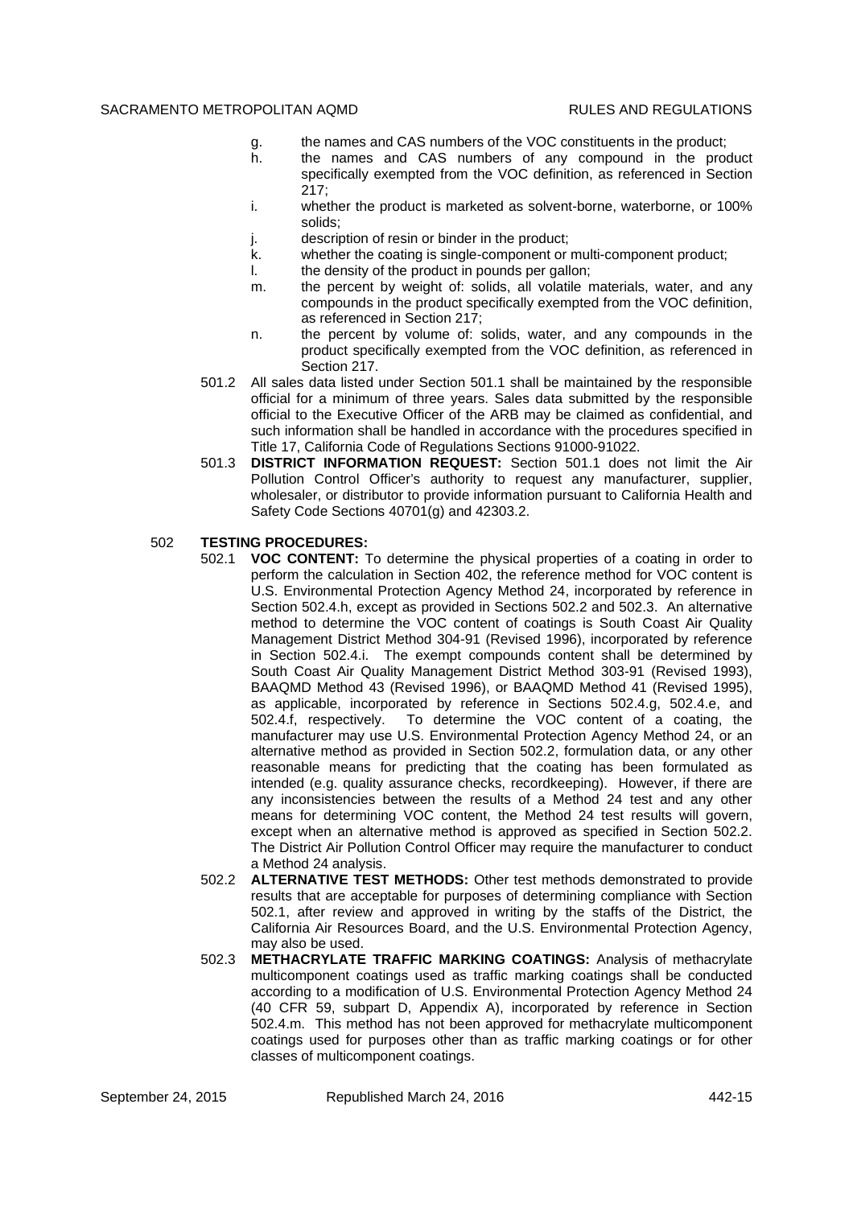g. the names and CAS numbers of the VOC constituents in the product;
h. the names and CAS numbers of any compound in the product specifically exempted from the VOC definition, as referenced in Section 217;
i. whether the product is marketed as solvent-borne, waterborne, or 100% solids;
j. description of resin or binder in the product;
k. whether the coating is single-component or multi-component product;
l. the density of the product in pounds per gallon;
m. the percent by weight of: solids, all volatile materials, water, and any compounds in the product specifically exempted from the VOC definition, as referenced in Section 217;
n. the percent by volume of: solids, water, and any compounds in the product specifically exempted from the VOC definition, as referenced in Section 217.

501.2 All sales data listed under Section 501.1 shall be maintained by the responsible official for a minimum of three years. Sales data submitted by the responsible official to the Executive Officer of the ARB may be claimed as confidential, and such information shall be handled in accordance with the procedures specified in Title 17, California Code of Regulations Sections 91000-91022.

501.3 **DISTRICT INFORMATION REQUEST:** Section 501.1 does not limit the Air Pollution Control Officer's authority to request any manufacturer, supplier, wholesaler, or distributor to provide information pursuant to California Health and Safety Code Sections 40701(g) and 42303.2.

502 **TESTING PROCEDURES:**

502.1 **VOC CONTENT:** To determine the physical properties of a coating in order to perform the calculation in Section 402, the reference method for VOC content is U.S. Environmental Protection Agency Method 24, incorporated by reference in Section 502.4.h, except as provided in Sections 502.2 and 502.3. An alternative method to determine the VOC content of coatings is South Coast Air Quality Management District Method 304-91 (Revised 1996), incorporated by reference in Section 502.4.i. The exempt compounds content shall be determined by South Coast Air Quality Management District Method 303-91 (Revised 1993), BAAQMD Method 43 (Revised 1996), or BAAQMD Method 41 (Revised 1995), as applicable, incorporated by reference in Sections 502.4.g, 502.4.e, and 502.4.f, respectively. To determine the VOC content of a coating, the manufacturer may use U.S. Environmental Protection Agency Method 24, or an alternative method as provided in Section 502.2, formulation data, or any other reasonable means for predicting that the coating has been formulated as intended (e.g. quality assurance checks, recordkeeping). However, if there are any inconsistencies between the results of a Method 24 test and any other means for determining VOC content, the Method 24 test results will govern, except when an alternative method is approved as specified in Section 502.2. The District Air Pollution Control Officer may require the manufacturer to conduct a Method 24 analysis.

502.2 **ALTERNATIVE TEST METHODS:** Other test methods demonstrated to provide results that are acceptable for purposes of determining compliance with Section 502.1, after review and approved in writing by the staffs of the District, the California Air Resources Board, and the U.S. Environmental Protection Agency, may also be used.

502.3 **METHACRYLATE TRAFFIC MARKING COATINGS:** Analysis of methacrylate multicomponent coatings used as traffic marking coatings shall be conducted according to a modification of U.S. Environmental Protection Agency Method 24 (40 CFR 59, subpart D, Appendix A), incorporated by reference in Section 502.4.m. This method has not been approved for methacrylate multicomponent coatings used for purposes other than as traffic marking coatings or for other classes of multicomponent coatings.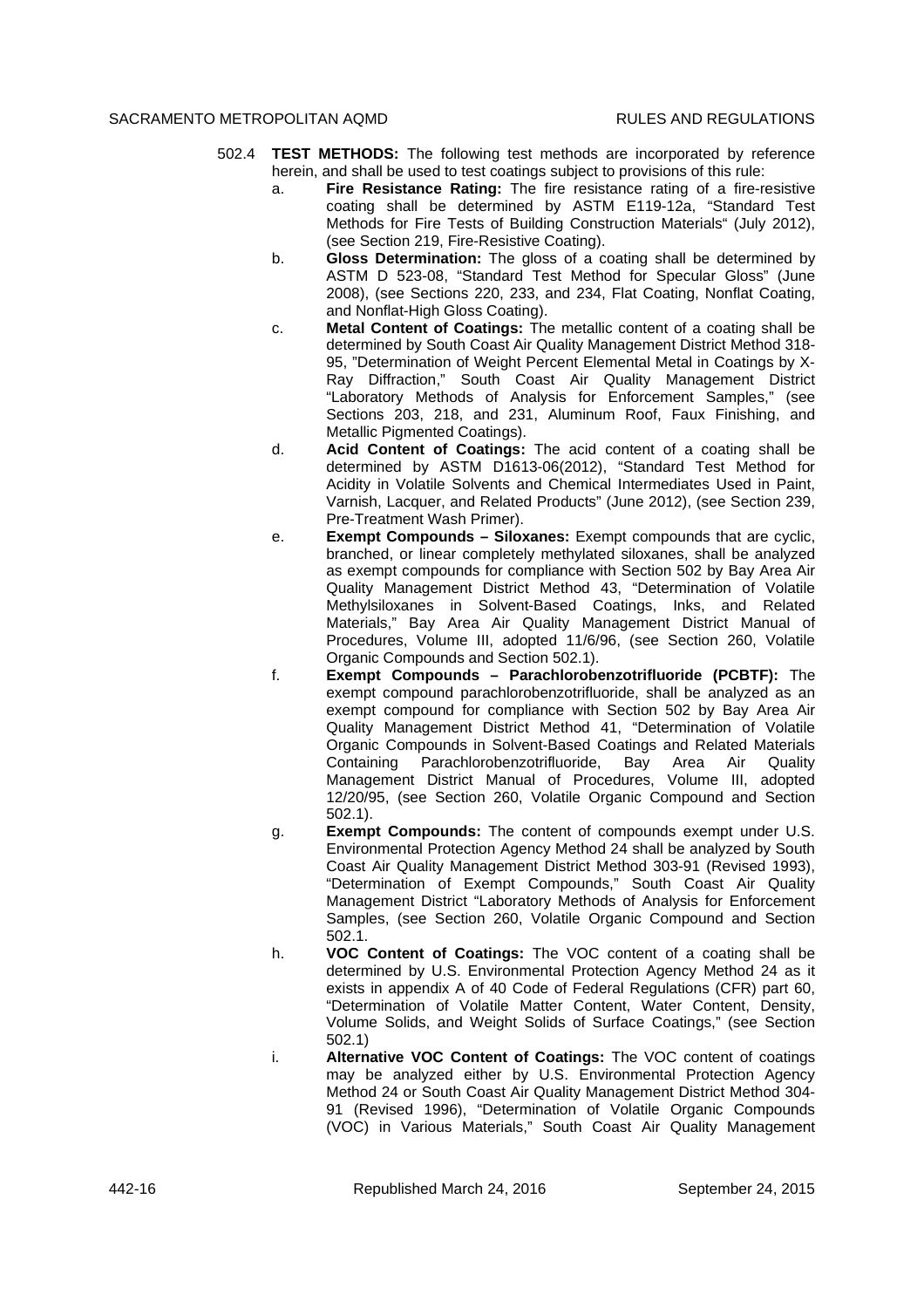502.4 **TEST METHODS:** The following test methods are incorporated by reference herein, and shall be used to test coatings subject to provisions of this rule:

a. **Fire Resistance Rating:** The fire resistance rating of a fire-resistive coating shall be determined by ASTM E119-12a, "Standard Test Methods for Fire Tests of Building Construction Materials" (July 2012), (see Section 219, Fire-Resistive Coating).

b. **Gloss Determination:** The gloss of a coating shall be determined by ASTM D 523-08, "Standard Test Method for Specular Gloss" (June 2008), (see Sections 220, 233, and 234, Flat Coating, Nonflat Coating, and Nonflat-High Gloss Coating).

c. **Metal Content of Coatings:** The metallic content of a coating shall be determined by South Coast Air Quality Management District Method 318-95, "Determination of Weight Percent Elemental Metal in Coatings by X-Ray Diffraction," South Coast Air Quality Management District "Laboratory Methods of Analysis for Enforcement Samples," (see Sections 203, 218, and 231, Aluminum Roof, Faux Finishing, and Metallic Pigmented Coatings).

d. **Acid Content of Coatings:** The acid content of a coating shall be determined by ASTM D1613-06(2012), "Standard Test Method for Acidity in Volatile Solvents and Chemical Intermediates Used in Paint, Varnish, Lacquer, and Related Products" (June 2012), (see Section 239, Pre-Treatment Wash Primer).

e. **Exempt Compounds – Siloxanes:** Exempt compounds that are cyclic, branched, or linear completely methylated siloxanes, shall be analyzed as exempt compounds for compliance with Section 502 by Bay Area Air Quality Management District Method 43, "Determination of Volatile Methylsiloxanes in Solvent-Based Coatings, Inks, and Related Materials," Bay Area Air Quality Management District Manual of Procedures, Volume III, adopted 11/6/96, (see Section 260, Volatile Organic Compounds and Section 502.1).

f. **Exempt Compounds – Parachlorobenzotrifluoride (PCBTF):** The exempt compound parachlorobenzotrifluoride, shall be analyzed as an exempt compound for compliance with Section 502 by Bay Area Air Quality Management District Method 41, "Determination of Volatile Organic Compounds in Solvent-Based Coatings and Related Materials Containing Parachlorobenzotrifluoride, Bay Area Air Quality Management District Manual of Procedures, Volume III, adopted 12/20/95, (see Section 260, Volatile Organic Compound and Section 502.1).

g. **Exempt Compounds:** The content of compounds exempt under U.S. Environmental Protection Agency Method 24 shall be analyzed by South Coast Air Quality Management District Method 303-91 (Revised 1993), "Determination of Exempt Compounds," South Coast Air Quality Management District "Laboratory Methods of Analysis for Enforcement Samples, (see Section 260, Volatile Organic Compound and Section 502.1.

h. **VOC Content of Coatings:** The VOC content of a coating shall be determined by U.S. Environmental Protection Agency Method 24 as it exists in appendix A of 40 Code of Federal Regulations (CFR) part 60, "Determination of Volatile Matter Content, Water Content, Density, Volume Solids, and Weight Solids of Surface Coatings," (see Section 502.1)

i. **Alternative VOC Content of Coatings:** The VOC content of coatings may be analyzed either by U.S. Environmental Protection Agency Method 24 or South Coast Air Quality Management District Method 304-91 (Revised 1996), "Determination of Volatile Organic Compounds (VOC) in Various Materials," South Coast Air Quality Management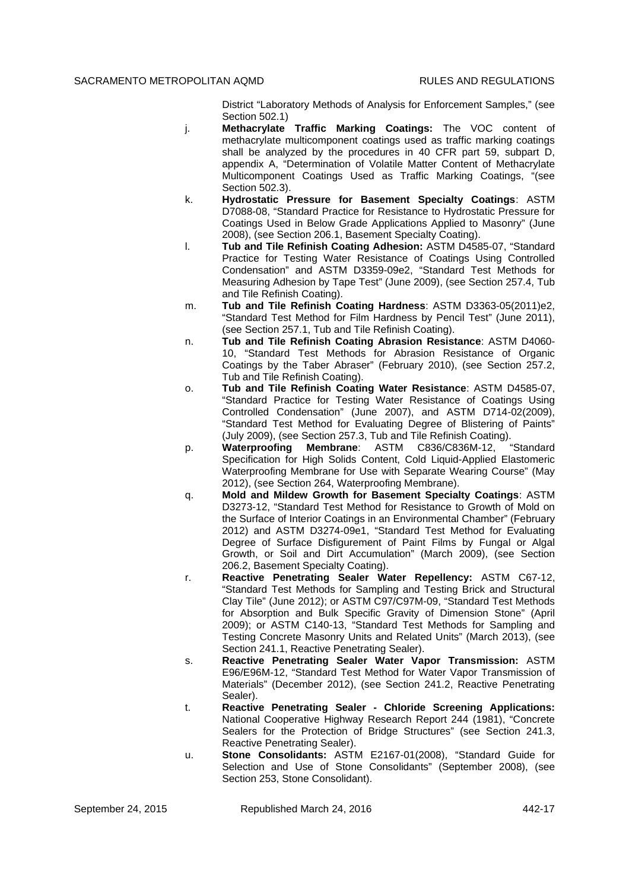District "Laboratory Methods of Analysis for Enforcement Samples," (see Section 502.1)

j. **Methacrylate Traffic Marking Coatings:** The VOC content of methacrylate multicomponent coatings used as traffic marking coatings shall be analyzed by the procedures in 40 CFR part 59, subpart D, appendix A, "Determination of Volatile Matter Content of Methacrylate Multicomponent Coatings Used as Traffic Marking Coatings, "(see Section 502.3).

k. **Hydrostatic Pressure for Basement Specialty Coatings**: ASTM D7088-08, "Standard Practice for Resistance to Hydrostatic Pressure for Coatings Used in Below Grade Applications Applied to Masonry" (June 2008), (see Section 206.1, Basement Specialty Coating).

l. **Tub and Tile Refinish Coating Adhesion:** ASTM D4585-07, "Standard Practice for Testing Water Resistance of Coatings Using Controlled Condensation" and ASTM D3359-09e2, "Standard Test Methods for Measuring Adhesion by Tape Test" (June 2009), (see Section 257.4, Tub and Tile Refinish Coating).

m. **Tub and Tile Refinish Coating Hardness**: ASTM D3363-05(2011)e2, "Standard Test Method for Film Hardness by Pencil Test" (June 2011), (see Section 257.1, Tub and Tile Refinish Coating).

n. **Tub and Tile Refinish Coating Abrasion Resistance**: ASTM D4060-10, "Standard Test Methods for Abrasion Resistance of Organic Coatings by the Taber Abraser" (February 2010), (see Section 257.2, Tub and Tile Refinish Coating).

o. **Tub and Tile Refinish Coating Water Resistance**: ASTM D4585-07, "Standard Practice for Testing Water Resistance of Coatings Using Controlled Condensation" (June 2007), and ASTM D714-02(2009), "Standard Test Method for Evaluating Degree of Blistering of Paints" (July 2009), (see Section 257.3, Tub and Tile Refinish Coating).

p. **Waterproofing Membrane**: ASTM C836/C836M-12, "Standard Specification for High Solids Content, Cold Liquid-Applied Elastomeric Waterproofing Membrane for Use with Separate Wearing Course" (May 2012), (see Section 264, Waterproofing Membrane).

q. **Mold and Mildew Growth for Basement Specialty Coatings**: ASTM D3273-12, "Standard Test Method for Resistance to Growth of Mold on the Surface of Interior Coatings in an Environmental Chamber" (February 2012) and ASTM D3274-09e1, "Standard Test Method for Evaluating Degree of Surface Disfigurement of Paint Films by Fungal or Algal Growth, or Soil and Dirt Accumulation" (March 2009), (see Section 206.2, Basement Specialty Coating).

r. **Reactive Penetrating Sealer Water Repellency:** ASTM C67-12, "Standard Test Methods for Sampling and Testing Brick and Structural Clay Tile" (June 2012); or ASTM C97/C97M-09, "Standard Test Methods for Absorption and Bulk Specific Gravity of Dimension Stone" (April 2009); or ASTM C140-13, "Standard Test Methods for Sampling and Testing Concrete Masonry Units and Related Units" (March 2013), (see Section 241.1, Reactive Penetrating Sealer).

s. **Reactive Penetrating Sealer Water Vapor Transmission:** ASTM E96/E96M-12, "Standard Test Method for Water Vapor Transmission of Materials" (December 2012), (see Section 241.2, Reactive Penetrating Sealer).

t. **Reactive Penetrating Sealer - Chloride Screening Applications:** National Cooperative Highway Research Report 244 (1981), "Concrete Sealers for the Protection of Bridge Structures" (see Section 241.3, Reactive Penetrating Sealer).

u. **Stone Consolidants:** ASTM E2167-01(2008), "Standard Guide for Selection and Use of Stone Consolidants" (September 2008), (see Section 253, Stone Consolidant).